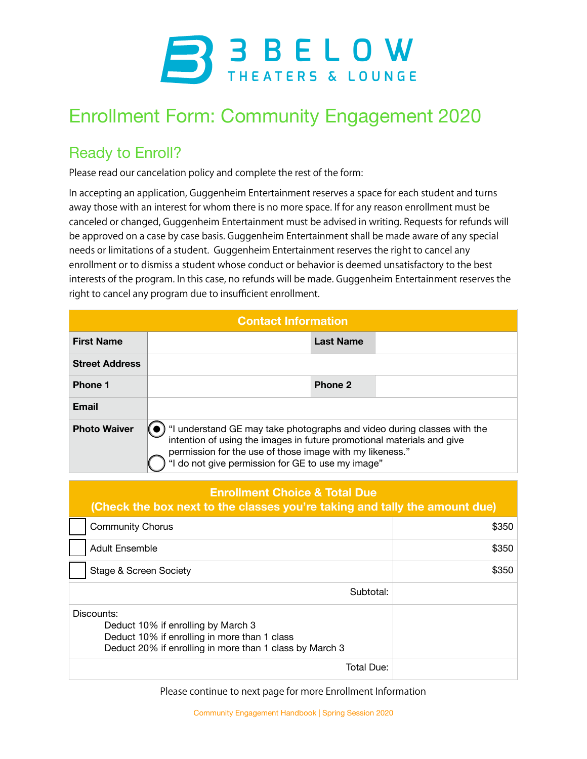# 3 BELOW THEATERS & LOUNGE

# Enrollment Form: Community Engagement 2020

## Ready to Enroll?

Please read our cancelation policy and complete the rest of the form:

In accepting an application, Guggenheim Entertainment reserves a space for each student and turns away those with an interest for whom there is no more space. If for any reason enrollment must be canceled or changed, Guggenheim Entertainment must be advised in writing. Requests for refunds will be approved on a case by case basis. Guggenheim Entertainment shall be made aware of any special needs or limitations of a student. Guggenheim Entertainment reserves the right to cancel any enrollment or to dismiss a student whose conduct or behavior is deemed unsatisfactory to the best interests of the program. In this case, no refunds will be made. Guggenheim Entertainment reserves the right to cancel any program due to insufficient enrollment.

| Contact Information | | | |
|---|---|---|---|
| **First Name** | | **Last Name** | |
| **Street Address** | | | |
| **Phone 1** | | **Phone 2** | |
| **Email** | | | |
| **Photo Waiver** | (●) "I understand GE may take photographs and video during classes with the intention of using the images in future promotional materials and give permission for the use of those image with my likeness." ( ) "I do not give permission for GE to use my image" | | |

| Enrollment Choice & Total Due (Check the box next to the classes you're taking and tally the amount due) | |
|---|---|
| ☐ Community Chorus | $350 |
| ☐ Adult Ensemble | $350 |
| ☐ Stage & Screen Society | $350 |
| Subtotal: | |
| Discounts: Deduct 10% if enrolling by March 3; Deduct 10% if enrolling in more than 1 class; Deduct 20% if enrolling in more than 1 class by March 3 | |
| Total Due: | |

Please continue to next page for more Enrollment Information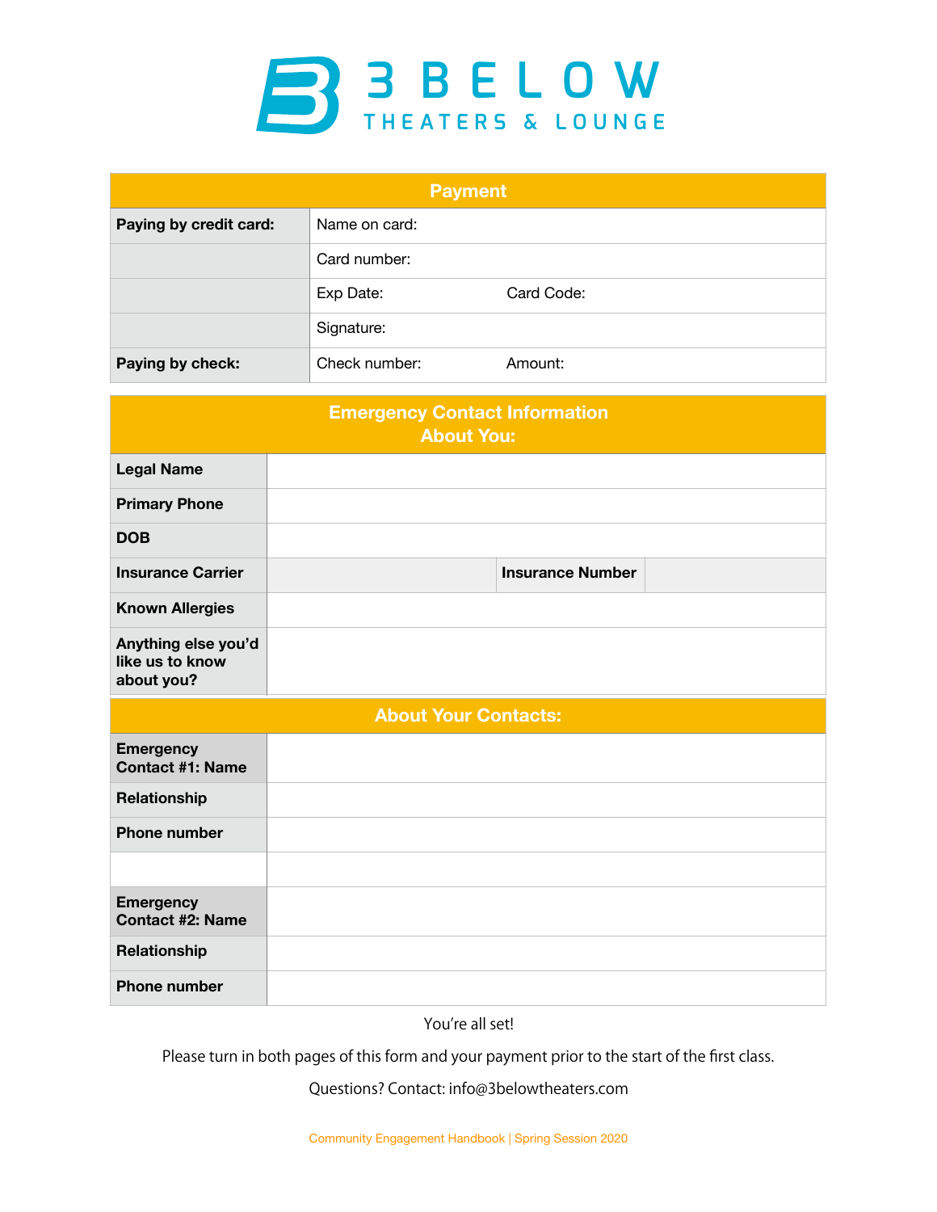# 3 BELOW

THEATERS & LOUNGE

| Payment | | |
|---|---|---|
| **Paying by credit card:** | Name on card: | |
| | Card number: | |
| | Exp Date: | Card Code: |
| | Signature: | |
| **Paying by check:** | Check number: | Amount: |

| Emergency Contact Information About You: | | | |
|---|---|---|---|
| **Legal Name** | | | |
| **Primary Phone** | | | |
| **DOB** | | | |
| **Insurance Carrier** | | **Insurance Number** | |
| **Known Allergies** | | | |
| **Anything else you'd like us to know about you?** | | | |

| About Your Contacts: | |
|---|---|
| **Emergency Contact #1: Name** | |
| **Relationship** | |
| **Phone number** | |
| | |
| **Emergency Contact #2: Name** | |
| **Relationship** | |
| **Phone number** | |

You're all set!

Please turn in both pages of this form and your payment prior to the start of the first class.

Questions? Contact: info@3belowtheaters.com